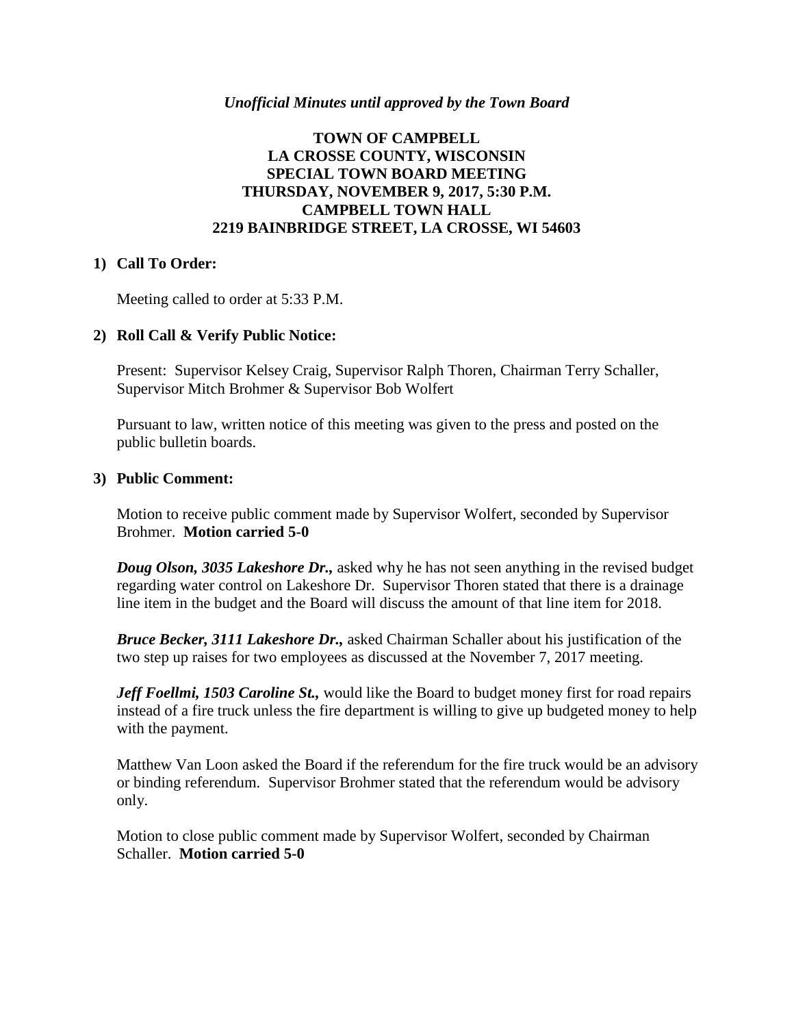*Unofficial Minutes until approved by the Town Board*

# TOWN OF CAMPBELL
# LA CROSSE COUNTY, WISCONSIN
# SPECIAL TOWN BOARD MEETING
# THURSDAY, NOVEMBER 9, 2017, 5:30 P.M.
# CAMPBELL TOWN HALL
# 2219 BAINBRIDGE STREET, LA CROSSE, WI 54603

**1) Call To Order:**

Meeting called to order at 5:33 P.M.

**2) Roll Call & Verify Public Notice:**

Present: Supervisor Kelsey Craig, Supervisor Ralph Thoren, Chairman Terry Schaller, Supervisor Mitch Brohmer & Supervisor Bob Wolfert

Pursuant to law, written notice of this meeting was given to the press and posted on the public bulletin boards.

**3) Public Comment:**

Motion to receive public comment made by Supervisor Wolfert, seconded by Supervisor Brohmer. **Motion carried 5-0**

***Doug Olson, 3035 Lakeshore Dr.,*** asked why he has not seen anything in the revised budget regarding water control on Lakeshore Dr. Supervisor Thoren stated that there is a drainage line item in the budget and the Board will discuss the amount of that line item for 2018.

***Bruce Becker, 3111 Lakeshore Dr.,*** asked Chairman Schaller about his justification of the two step up raises for two employees as discussed at the November 7, 2017 meeting.

***Jeff Foellmi, 1503 Caroline St.,*** would like the Board to budget money first for road repairs instead of a fire truck unless the fire department is willing to give up budgeted money to help with the payment.

Matthew Van Loon asked the Board if the referendum for the fire truck would be an advisory or binding referendum. Supervisor Brohmer stated that the referendum would be advisory only.

Motion to close public comment made by Supervisor Wolfert, seconded by Chairman Schaller. **Motion carried 5-0**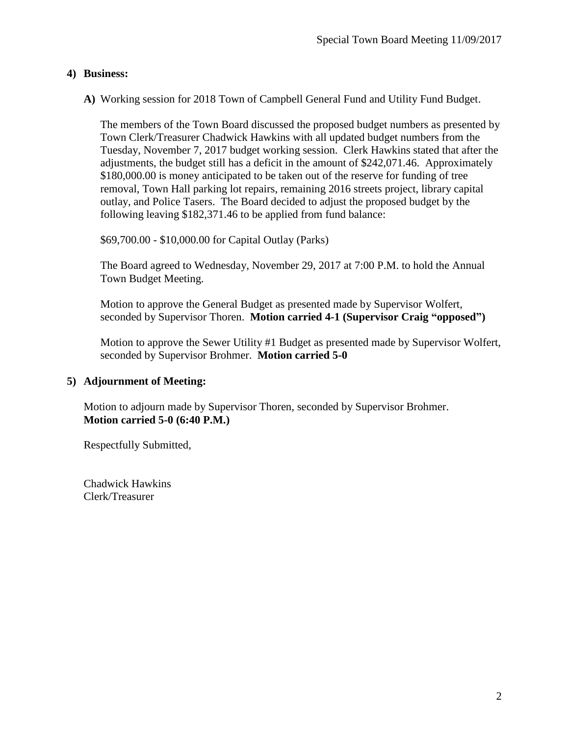**4) Business:**

**A)** Working session for 2018 Town of Campbell General Fund and Utility Fund Budget.

The members of the Town Board discussed the proposed budget numbers as presented by Town Clerk/Treasurer Chadwick Hawkins with all updated budget numbers from the Tuesday, November 7, 2017 budget working session. Clerk Hawkins stated that after the adjustments, the budget still has a deficit in the amount of $242,071.46. Approximately $180,000.00 is money anticipated to be taken out of the reserve for funding of tree removal, Town Hall parking lot repairs, remaining 2016 streets project, library capital outlay, and Police Tasers. The Board decided to adjust the proposed budget by the following leaving $182,371.46 to be applied from fund balance:

$69,700.00 - $10,000.00 for Capital Outlay (Parks)

The Board agreed to Wednesday, November 29, 2017 at 7:00 P.M. to hold the Annual Town Budget Meeting.

Motion to approve the General Budget as presented made by Supervisor Wolfert, seconded by Supervisor Thoren. **Motion carried 4-1 (Supervisor Craig "opposed")**

Motion to approve the Sewer Utility #1 Budget as presented made by Supervisor Wolfert, seconded by Supervisor Brohmer. **Motion carried 5-0**

**5) Adjournment of Meeting:**

Motion to adjourn made by Supervisor Thoren, seconded by Supervisor Brohmer.
**Motion carried 5-0 (6:40 P.M.)**

Respectfully Submitted,

Chadwick Hawkins
Clerk/Treasurer